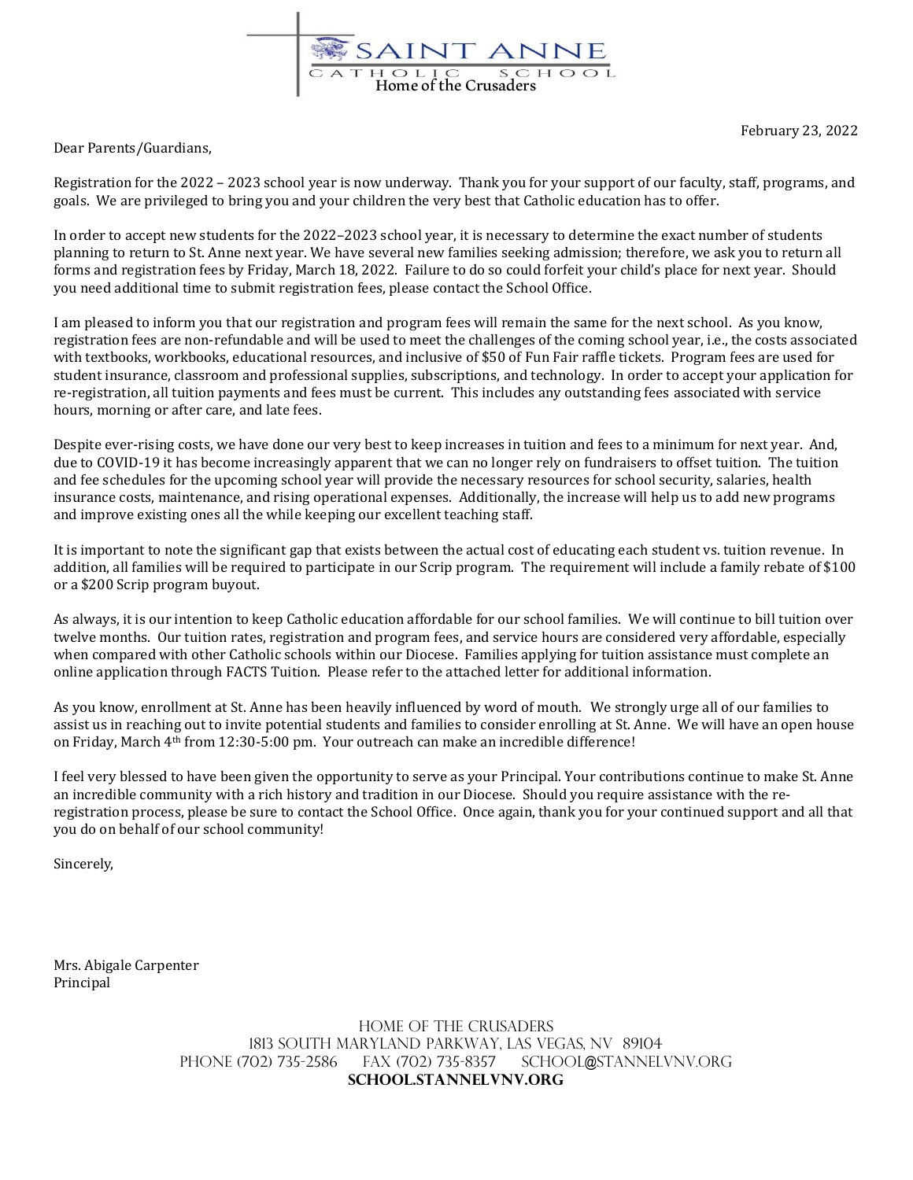SAINT ANNE
CATHOLIC SCHOOL
Home of the Crusaders

February 23, 2022

Dear Parents/Guardians,

Registration for the 2022 – 2023 school year is now underway. Thank you for your support of our faculty, staff, programs, and goals. We are privileged to bring you and your children the very best that Catholic education has to offer.

In order to accept new students for the 2022–2023 school year, it is necessary to determine the exact number of students planning to return to St. Anne next year. We have several new families seeking admission; therefore, we ask you to return all forms and registration fees by Friday, March 18, 2022. Failure to do so could forfeit your child's place for next year. Should you need additional time to submit registration fees, please contact the School Office.

I am pleased to inform you that our registration and program fees will remain the same for the next school. As you know, registration fees are non-refundable and will be used to meet the challenges of the coming school year, i.e., the costs associated with textbooks, workbooks, educational resources, and inclusive of $50 of Fun Fair raffle tickets. Program fees are used for student insurance, classroom and professional supplies, subscriptions, and technology. In order to accept your application for re-registration, all tuition payments and fees must be current. This includes any outstanding fees associated with service hours, morning or after care, and late fees.

Despite ever-rising costs, we have done our very best to keep increases in tuition and fees to a minimum for next year. And, due to COVID-19 it has become increasingly apparent that we can no longer rely on fundraisers to offset tuition. The tuition and fee schedules for the upcoming school year will provide the necessary resources for school security, salaries, health insurance costs, maintenance, and rising operational expenses. Additionally, the increase will help us to add new programs and improve existing ones all the while keeping our excellent teaching staff.

It is important to note the significant gap that exists between the actual cost of educating each student vs. tuition revenue. In addition, all families will be required to participate in our Scrip program. The requirement will include a family rebate of $100 or a $200 Scrip program buyout.

As always, it is our intention to keep Catholic education affordable for our school families. We will continue to bill tuition over twelve months. Our tuition rates, registration and program fees, and service hours are considered very affordable, especially when compared with other Catholic schools within our Diocese. Families applying for tuition assistance must complete an online application through FACTS Tuition. Please refer to the attached letter for additional information.

As you know, enrollment at St. Anne has been heavily influenced by word of mouth. We strongly urge all of our families to assist us in reaching out to invite potential students and families to consider enrolling at St. Anne. We will have an open house on Friday, March 4th from 12:30-5:00 pm. Your outreach can make an incredible difference!

I feel very blessed to have been given the opportunity to serve as your Principal. Your contributions continue to make St. Anne an incredible community with a rich history and tradition in our Diocese. Should you require assistance with the re-registration process, please be sure to contact the School Office. Once again, thank you for your continued support and all that you do on behalf of our school community!

Sincerely,

Mrs. Abigale Carpenter
Principal

HOME OF THE CRUSADERS
1813 SOUTH MARYLAND PARKWAY, LAS VEGAS, NV 89104
PHONE (702) 735-2586 FAX (702) 735-8357 SCHOOL@STANNELVNV.ORG
**SCHOOL.STANNELVNV.ORG**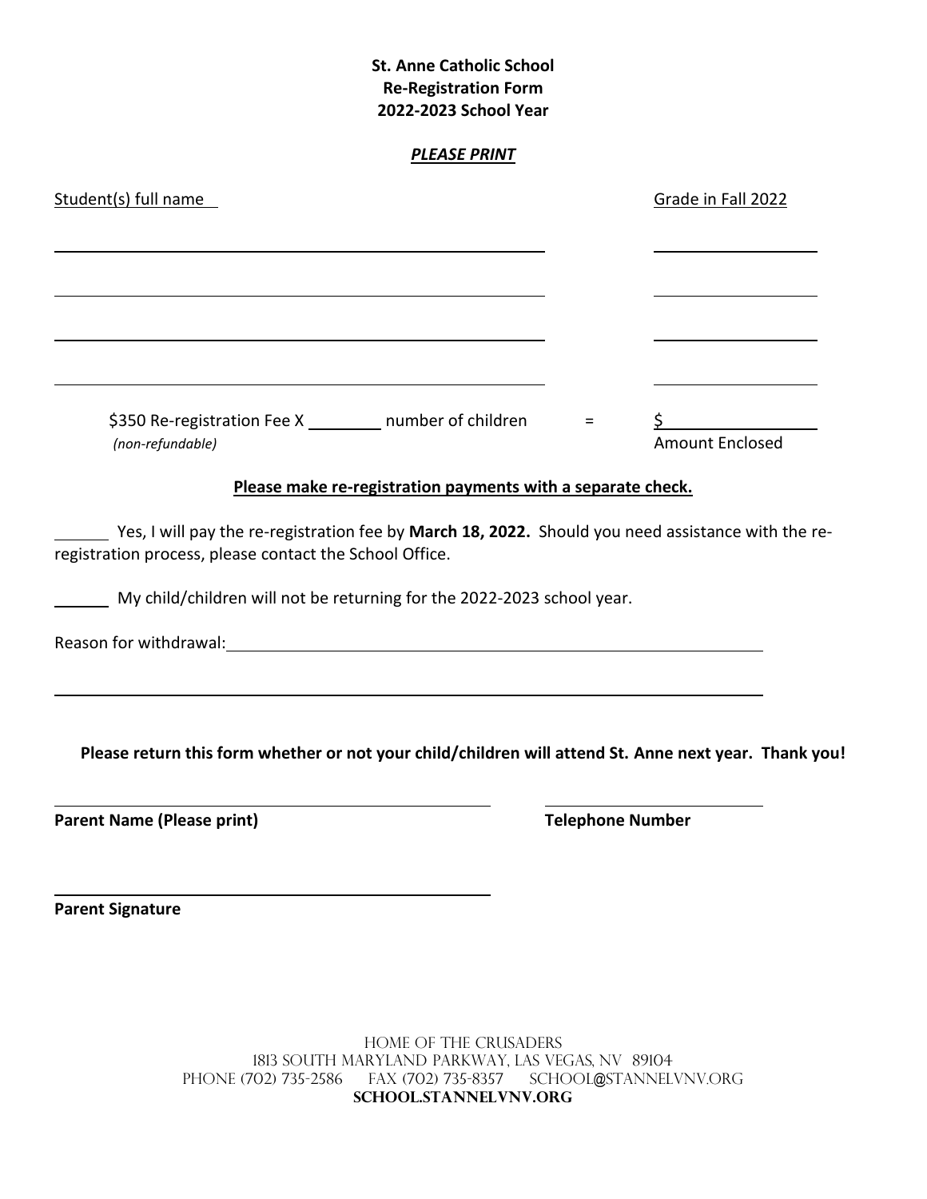**St. Anne Catholic School**
**Re-Registration Form**
**2022-2023 School Year**

***PLEASE PRINT***

| Student(s) full name | Grade in Fall 2022 |
| --- | --- |
| ______________________________ | __________ |
| ______________________________ | __________ |
| ______________________________ | __________ |
| ______________________________ | __________ |

$350 Re-registration Fee X ________ number of children = $ ________________
*(non-refundable)* Amount Enclosed

**Please make re-registration payments with a separate check.**

______ Yes, I will pay the re-registration fee by **March 18, 2022.** Should you need assistance with the re-registration process, please contact the School Office.

______ My child/children will not be returning for the 2022-2023 school year.

Reason for withdrawal: ____________________________________________

____________________________________________________________

**Please return this form whether or not your child/children will attend St. Anne next year. Thank you!**

______________________________ ______________________

**Parent Name (Please print)** **Telephone Number**

______________________________

**Parent Signature**

Home of the Crusaders
1813 South Maryland Parkway, Las Vegas, NV 89104
Phone (702) 735-2586 Fax (702) 735-8357 school@stannelvnv.org
**school.stannelvnv.org**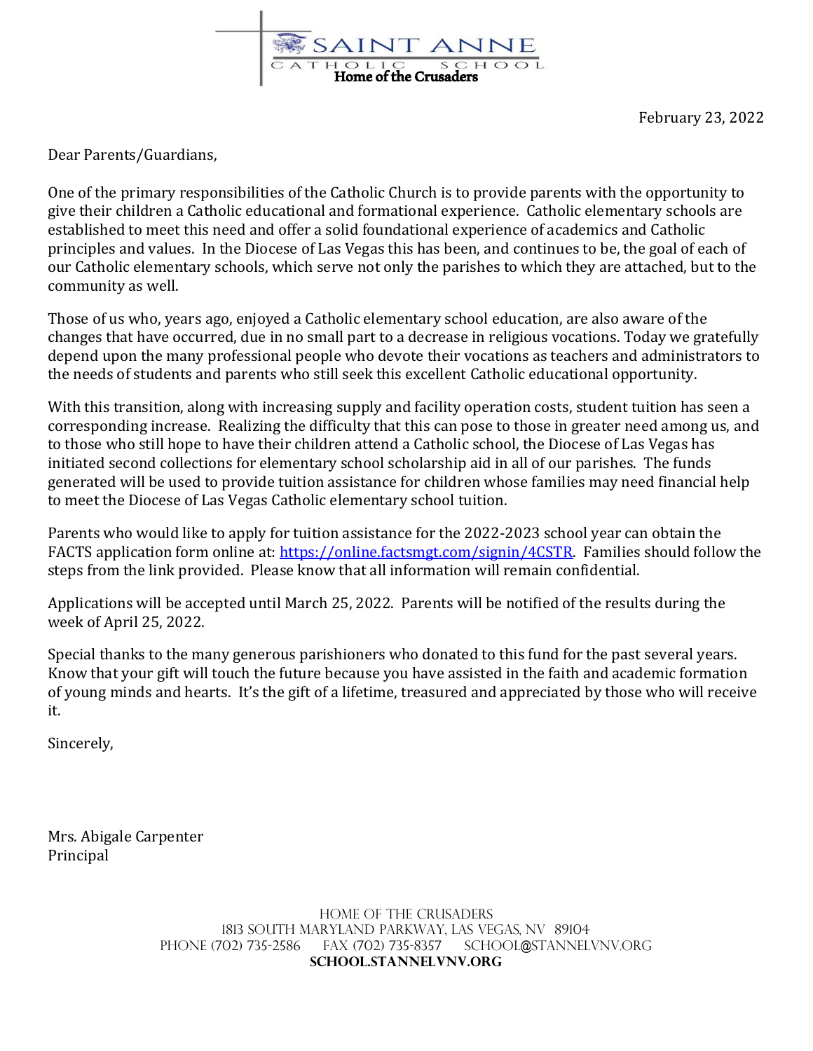SAINT ANNE
CATHOLIC SCHOOL
**Home of the Crusaders**

February 23, 2022

Dear Parents/Guardians,

One of the primary responsibilities of the Catholic Church is to provide parents with the opportunity to give their children a Catholic educational and formational experience. Catholic elementary schools are established to meet this need and offer a solid foundational experience of academics and Catholic principles and values. In the Diocese of Las Vegas this has been, and continues to be, the goal of each of our Catholic elementary schools, which serve not only the parishes to which they are attached, but to the community as well.

Those of us who, years ago, enjoyed a Catholic elementary school education, are also aware of the changes that have occurred, due in no small part to a decrease in religious vocations. Today we gratefully depend upon the many professional people who devote their vocations as teachers and administrators to the needs of students and parents who still seek this excellent Catholic educational opportunity.

With this transition, along with increasing supply and facility operation costs, student tuition has seen a corresponding increase. Realizing the difficulty that this can pose to those in greater need among us, and to those who still hope to have their children attend a Catholic school, the Diocese of Las Vegas has initiated second collections for elementary school scholarship aid in all of our parishes. The funds generated will be used to provide tuition assistance for children whose families may need financial help to meet the Diocese of Las Vegas Catholic elementary school tuition.

Parents who would like to apply for tuition assistance for the 2022-2023 school year can obtain the FACTS application form online at: [https://online.factsmgt.com/signin/4CSTR](https://online.factsmgt.com/signin/4CSTR). Families should follow the steps from the link provided. Please know that all information will remain confidential.

Applications will be accepted until March 25, 2022. Parents will be notified of the results during the week of April 25, 2022.

Special thanks to the many generous parishioners who donated to this fund for the past several years. Know that your gift will touch the future because you have assisted in the faith and academic formation of young minds and hearts. It's the gift of a lifetime, treasured and appreciated by those who will receive it.

Sincerely,

Mrs. Abigale Carpenter
Principal

HOME OF THE CRUSADERS
1813 SOUTH MARYLAND PARKWAY, LAS VEGAS, NV 89104
PHONE (702) 735-2586 FAX (702) 735-8357 SCHOOL@STANNELVNV.ORG
**SCHOOL.STANNELVNV.ORG**